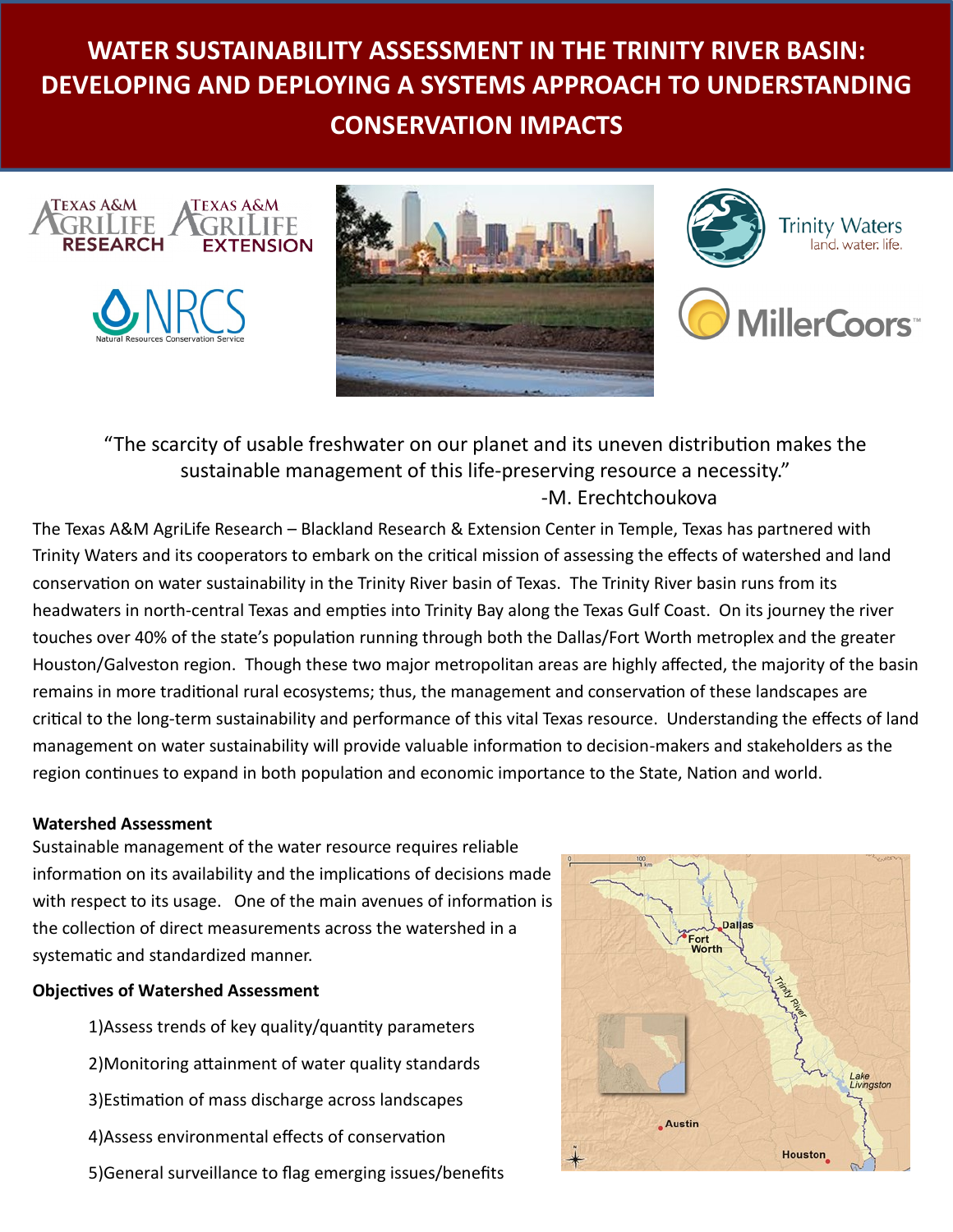# WATER SUSTAINABILITY ASSESSMENT IN THE TRINITY RIVER BASIN: DEVELOPING AND DEPLOYING A SYSTEMS APPROACH TO UNDERSTANDING CONSERVATION IMPACTS

"The scarcity of usable freshwater on our planet and its uneven distribution makes the sustainable management of this life-preserving resource a necessity."
-M. Erechtchoukova

The Texas A&M AgriLife Research – Blackland Research & Extension Center in Temple, Texas has partnered with Trinity Waters and its cooperators to embark on the critical mission of assessing the effects of watershed and land conservation on water sustainability in the Trinity River basin of Texas. The Trinity River basin runs from its headwaters in north-central Texas and empties into Trinity Bay along the Texas Gulf Coast. On its journey the river touches over 40% of the state's population running through both the Dallas/Fort Worth metroplex and the greater Houston/Galveston region. Though these two major metropolitan areas are highly affected, the majority of the basin remains in more traditional rural ecosystems; thus, the management and conservation of these landscapes are critical to the long-term sustainability and performance of this vital Texas resource. Understanding the effects of land management on water sustainability will provide valuable information to decision-makers and stakeholders as the region continues to expand in both population and economic importance to the State, Nation and world.

**Watershed Assessment**

Sustainable management of the water resource requires reliable information on its availability and the implications of decisions made with respect to its usage. One of the main avenues of information is the collection of direct measurements across the watershed in a systematic and standardized manner.

**Objectives of Watershed Assessment**

1) Assess trends of key quality/quantity parameters
2) Monitoring attainment of water quality standards
3) Estimation of mass discharge across landscapes
4) Assess environmental effects of conservation
5) General surveillance to flag emerging issues/benefits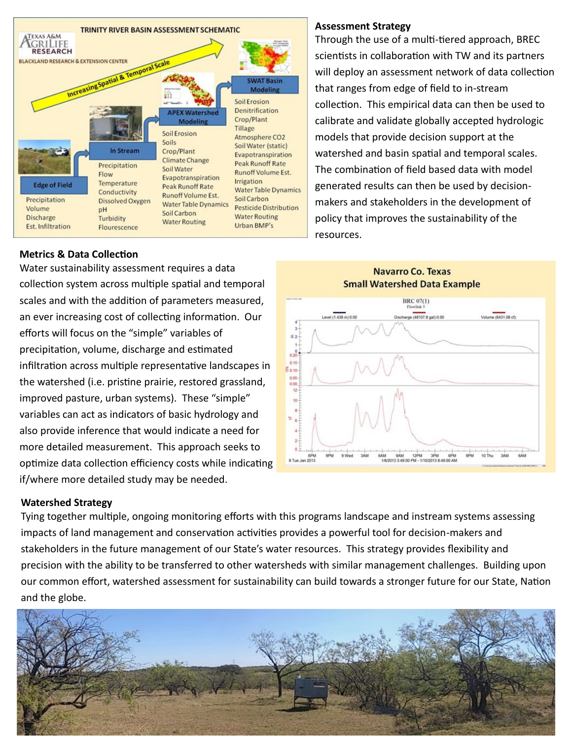TRINITY RIVER BASIN ASSESSMENT SCHEMATIC

TEXAS A&M AGRILIFE RESEARCH

BLACKLAND RESEARCH & EXTENSION CENTER

Increasing Spatial & Temporal Scale

Edge of Field

Precipitation
Volume
Discharge
Est. Infiltration

In Stream

Precipitation
Flow
Temperature
Conductivity
Dissolved Oxygen
pH
Turbidity
Flourescence

APEX Watershed Modeling

Soil Erosion
Soils
Crop/Plant
Climate Change
Soil Water
Evapotranspiration
Peak Runoff Rate
Runoff Volume Est.
Water Table Dynamics
Soil Carbon
Water Routing

SWAT Basin Modeling

Soil Erosion
Denitrification
Crop/Plant
Tillage
Atmosphere CO2
Soil Water (static)
Evapotranspiration
Peak Runoff Rate
Runoff Volume Est.
Irrigation
Water Table Dynamics
Soil Carbon
Pesticide Distribution
Water Routing
Urban BMP's

## Assessment Strategy

Through the use of a multi-tiered approach, BREC scientists in collaboration with TW and its partners will deploy an assessment network of data collection that ranges from edge of field to in-stream collection. This empirical data can then be used to calibrate and validate globally accepted hydrologic models that provide decision support at the watershed and basin spatial and temporal scales. The combination of field based data with model generated results can then be used by decision-makers and stakeholders in the development of policy that improves the sustainability of the resources.

## Metrics & Data Collection

Water sustainability assessment requires a data collection system across multiple spatial and temporal scales and with the addition of parameters measured, an ever increasing cost of collecting information. Our efforts will focus on the "simple" variables of precipitation, volume, discharge and estimated infiltration across multiple representative landscapes in the watershed (i.e. pristine prairie, restored grassland, improved pasture, urban systems). These "simple" variables can act as indicators of basic hydrology and also provide inference that would indicate a need for more detailed measurement. This approach seeks to optimize data collection efficiency costs while indicating if/where more detailed study may be needed.

Navarro Co. Texas
Small Watershed Data Example

BRC 07(1)
Flowlink 5

Level (1.438 in):0.00
Discharge (48107.8 gal):0.00
Volume (6431.08 cf):

6PM 9PM 9 Wed 3AM 6AM 9AM 12PM 3PM 6PM 9PM 10 Thu 3AM 6AM
8 Tue Jan 2013
1/8/2013 3:49:00 PM - 1/10/2013 8:49:00 AM

## Watershed Strategy

Tying together multiple, ongoing monitoring efforts with this programs landscape and instream systems assessing impacts of land management and conservation activities provides a powerful tool for decision-makers and stakeholders in the future management of our State's water resources. This strategy provides flexibility and precision with the ability to be transferred to other watersheds with similar management challenges. Building upon our common effort, watershed assessment for sustainability can build towards a stronger future for our State, Nation and the globe.